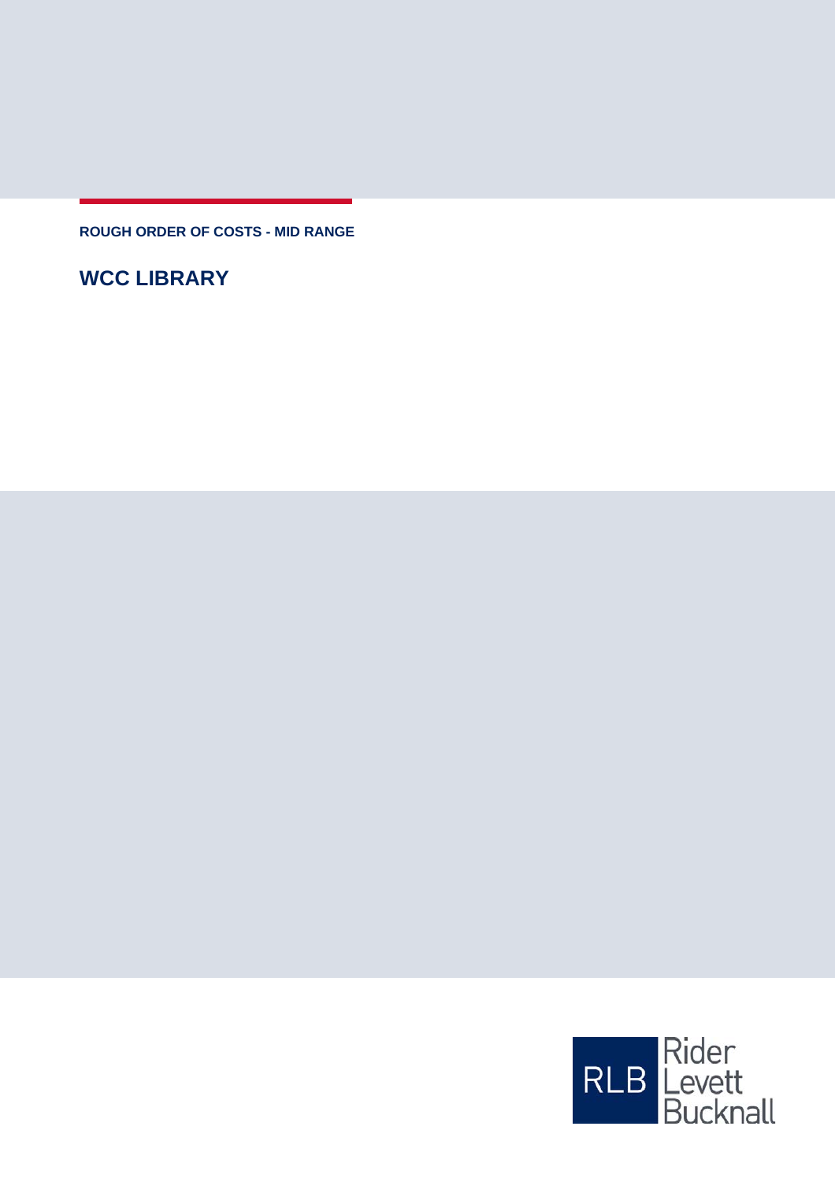**ROUGH ORDER OF COSTS - MID RANGE**

# WCC LIBRARY

Rider Levett Bucknall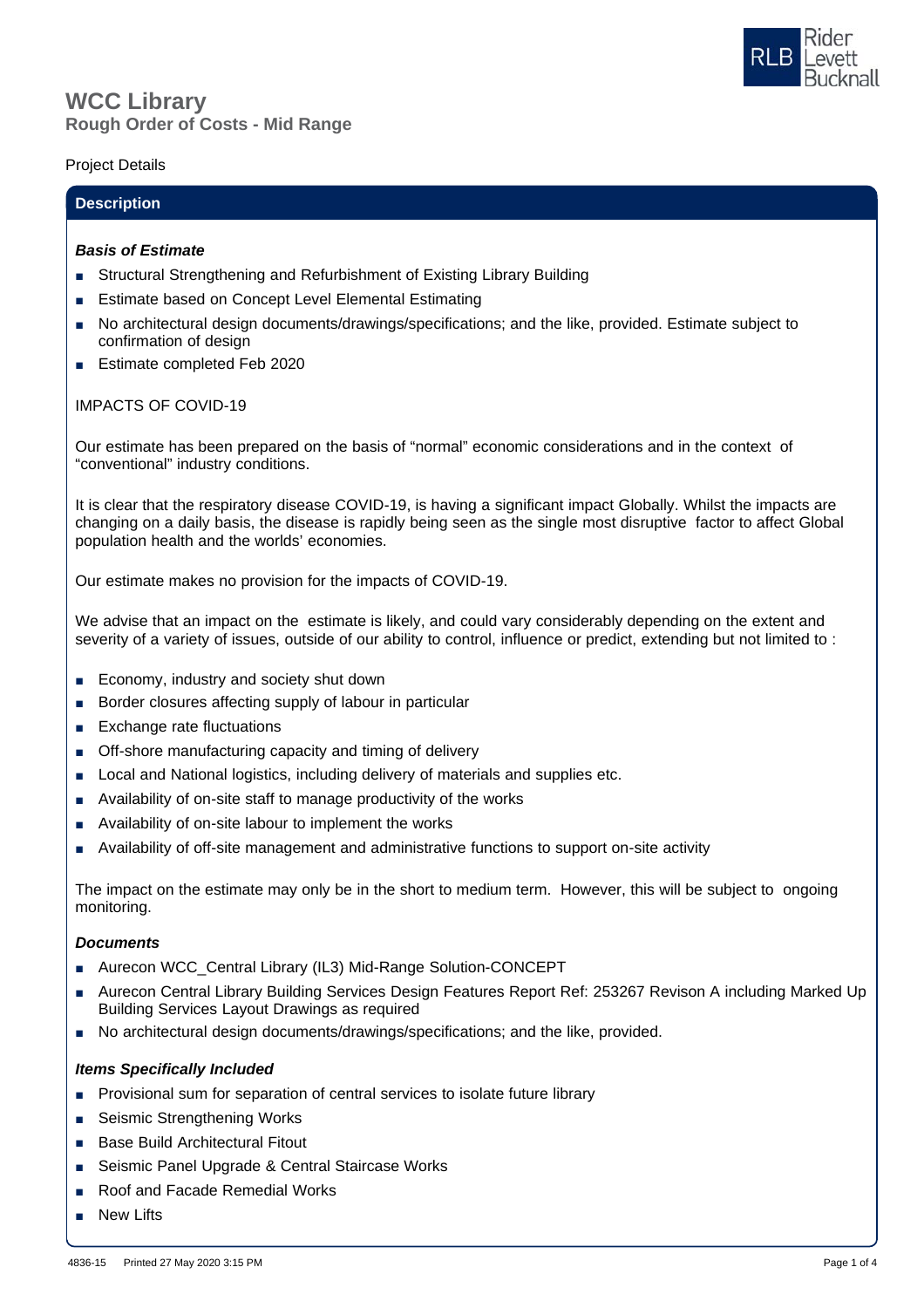# WCC Library

## Rough Order of Costs - Mid Range

Project Details

### Description

***Basis of Estimate***

- Structural Strengthening and Refurbishment of Existing Library Building
- Estimate based on Concept Level Elemental Estimating
- No architectural design documents/drawings/specifications; and the like, provided. Estimate subject to confirmation of design
- Estimate completed Feb 2020

IMPACTS OF COVID-19

Our estimate has been prepared on the basis of "normal" economic considerations and in the context of "conventional" industry conditions.

It is clear that the respiratory disease COVID-19, is having a significant impact Globally. Whilst the impacts are changing on a daily basis, the disease is rapidly being seen as the single most disruptive factor to affect Global population health and the worlds' economies.

Our estimate makes no provision for the impacts of COVID-19.

We advise that an impact on the estimate is likely, and could vary considerably depending on the extent and severity of a variety of issues, outside of our ability to control, influence or predict, extending but not limited to :

- Economy, industry and society shut down
- Border closures affecting supply of labour in particular
- Exchange rate fluctuations
- Off-shore manufacturing capacity and timing of delivery
- Local and National logistics, including delivery of materials and supplies etc.
- Availability of on-site staff to manage productivity of the works
- Availability of on-site labour to implement the works
- Availability of off-site management and administrative functions to support on-site activity

The impact on the estimate may only be in the short to medium term. However, this will be subject to ongoing monitoring.

***Documents***

- Aurecon WCC_Central Library (IL3) Mid-Range Solution-CONCEPT
- Aurecon Central Library Building Services Design Features Report Ref: 253267 Revison A including Marked Up Building Services Layout Drawings as required
- No architectural design documents/drawings/specifications; and the like, provided.

***Items Specifically Included***

- Provisional sum for separation of central services to isolate future library
- Seismic Strengthening Works
- Base Build Architectural Fitout
- Seismic Panel Upgrade & Central Staircase Works
- Roof and Facade Remedial Works
- New Lifts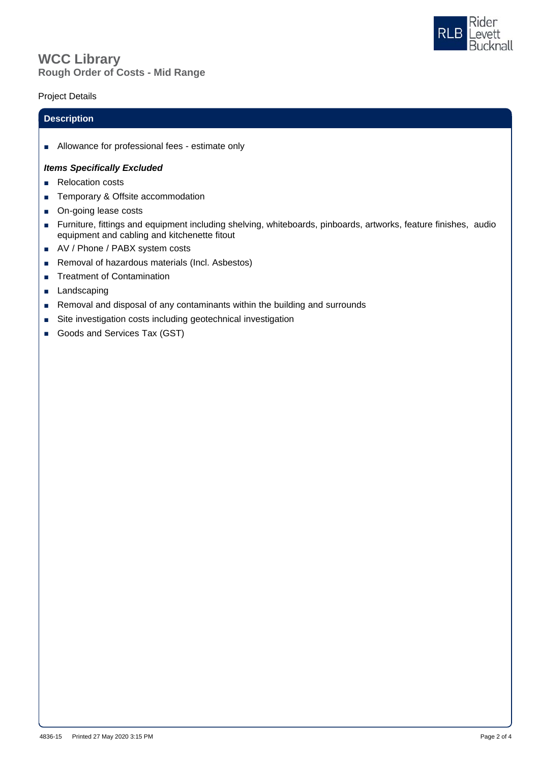# WCC Library

## Rough Order of Costs - Mid Range

Project Details

### Description

- Allowance for professional fees - estimate only

***Items Specifically Excluded***

- Relocation costs
- Temporary & Offsite accommodation
- On-going lease costs
- Furniture, fittings and equipment including shelving, whiteboards, pinboards, artworks, feature finishes, audio equipment and cabling and kitchenette fitout
- AV / Phone / PABX system costs
- Removal of hazardous materials (Incl. Asbestos)
- Treatment of Contamination
- Landscaping
- Removal and disposal of any contaminants within the building and surrounds
- Site investigation costs including geotechnical investigation
- Goods and Services Tax (GST)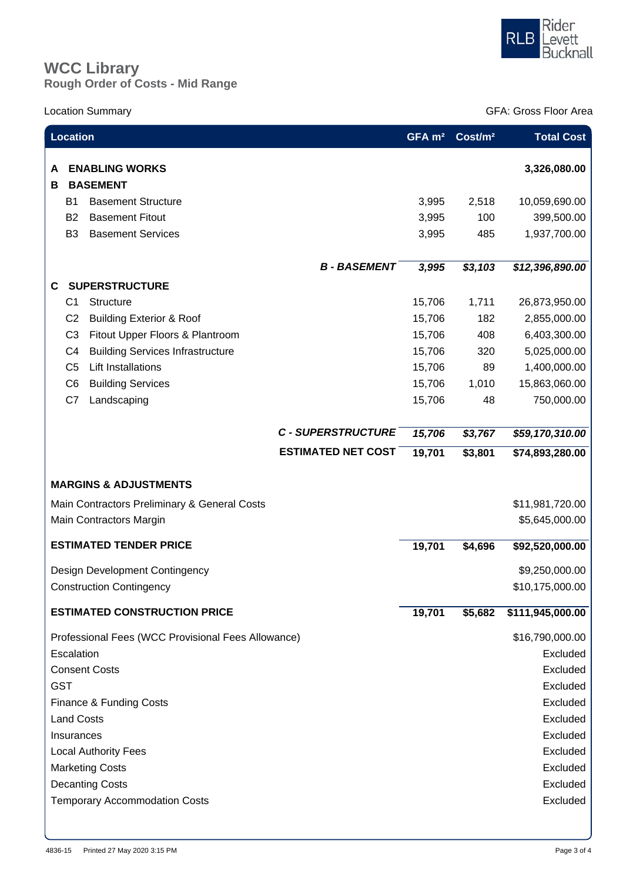# WCC Library

## Rough Order of Costs - Mid Range

Location Summary

GFA: Gross Floor Area

| Location | | GFA m² | Cost/m² | Total Cost |
|---|---|---|---|---|
| **A** | **ENABLING WORKS** | | | **3,326,080.00** |
| **B** | **BASEMENT** | | | |
| B1 | Basement Structure | 3,995 | 2,518 | 10,059,690.00 |
| B2 | Basement Fitout | 3,995 | 100 | 399,500.00 |
| B3 | Basement Services | 3,995 | 485 | 1,937,700.00 |
| | ***B - BASEMENT*** | ***3,995*** | ***$3,103*** | ***$12,396,890.00*** |
| **C** | **SUPERSTRUCTURE** | | | |
| C1 | Structure | 15,706 | 1,711 | 26,873,950.00 |
| C2 | Building Exterior & Roof | 15,706 | 182 | 2,855,000.00 |
| C3 | Fitout Upper Floors & Plantroom | 15,706 | 408 | 6,403,300.00 |
| C4 | Building Services Infrastructure | 15,706 | 320 | 5,025,000.00 |
| C5 | Lift Installations | 15,706 | 89 | 1,400,000.00 |
| C6 | Building Services | 15,706 | 1,010 | 15,863,060.00 |
| C7 | Landscaping | 15,706 | 48 | 750,000.00 |
| | ***C - SUPERSTRUCTURE*** | ***15,706*** | ***$3,767*** | ***$59,170,310.00*** |
| | **ESTIMATED NET COST** | **19,701** | **$3,801** | **$74,893,280.00** |
| | **MARGINS & ADJUSTMENTS** | | | |
| | Main Contractors Preliminary & General Costs | | | $11,981,720.00 |
| | Main Contractors Margin | | | $5,645,000.00 |
| | **ESTIMATED TENDER PRICE** | **19,701** | **$4,696** | **$92,520,000.00** |
| | Design Development Contingency | | | $9,250,000.00 |
| | Construction Contingency | | | $10,175,000.00 |
| | **ESTIMATED CONSTRUCTION PRICE** | **19,701** | **$5,682** | **$111,945,000.00** |
| | Professional Fees (WCC Provisional Fees Allowance) | | | $16,790,000.00 |
| | Escalation | | | Excluded |
| | Consent Costs | | | Excluded |
| | GST | | | Excluded |
| | Finance & Funding Costs | | | Excluded |
| | Land Costs | | | Excluded |
| | Insurances | | | Excluded |
| | Local Authority Fees | | | Excluded |
| | Marketing Costs | | | Excluded |
| | Decanting Costs | | | Excluded |
| | Temporary Accommodation Costs | | | Excluded |

4836-15 Printed 27 May 2020 3:15 PM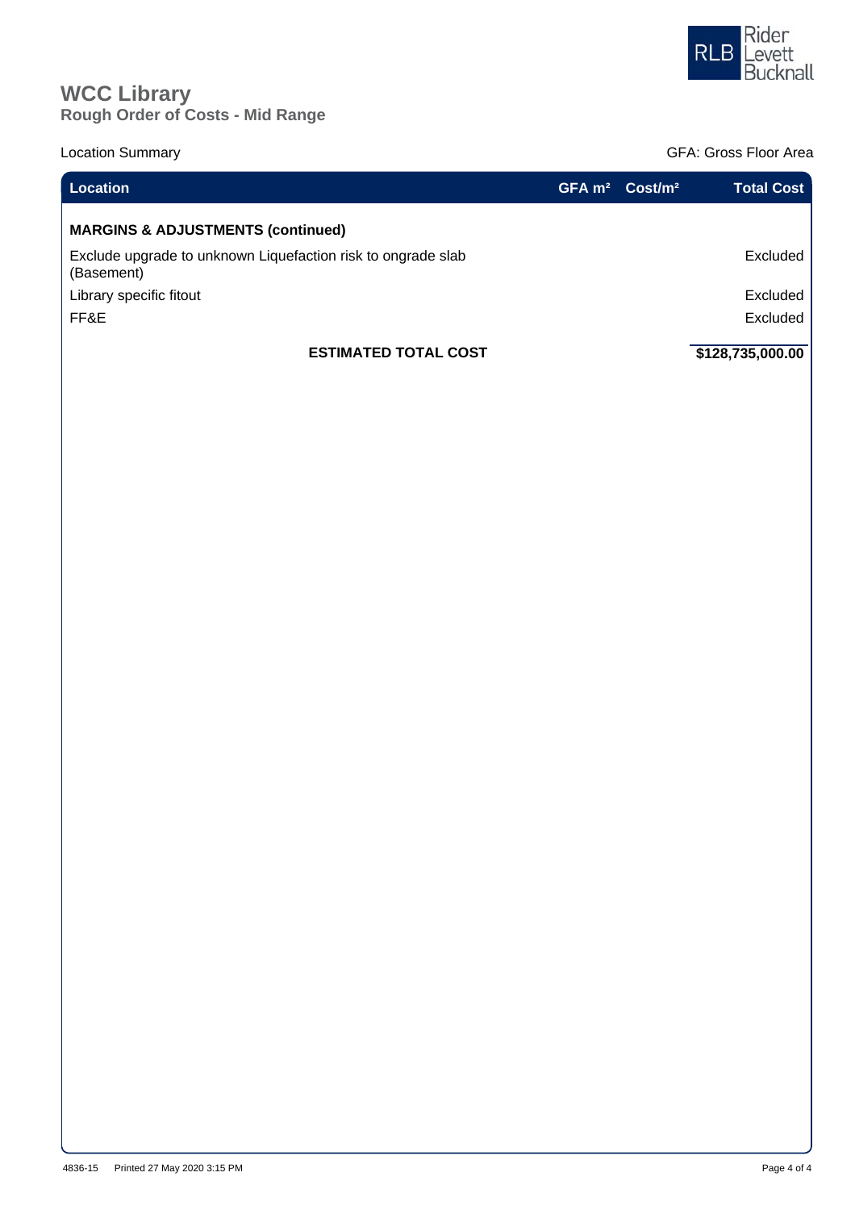# WCC Library

## Rough Order of Costs - Mid Range

Location Summary

GFA: Gross Floor Area

| Location | GFA m² | Cost/m² | Total Cost |
|---|---|---|---|
| **MARGINS & ADJUSTMENTS (continued)** | | | |
| Exclude upgrade to unknown Liquefaction risk to ongrade slab (Basement) | | | Excluded |
| Library specific fitout | | | Excluded |
| FF&E | | | Excluded |
| **ESTIMATED TOTAL COST** | | | **$128,735,000.00** |

4836-15 Printed 27 May 2020 3:15 PM